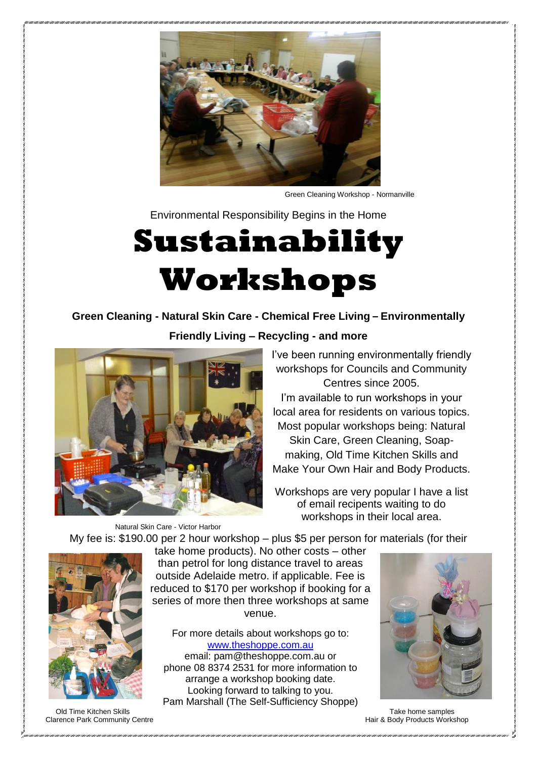Green Cleaning Workshop - Normanville

Environmental Responsibility Begins in the Home

# Sustainability Workshops

**Green Cleaning - Natural Skin Care - Chemical Free Living – Environmentally Friendly Living – Recycling - and more**

I've been running environmentally friendly workshops for Councils and Community Centres since 2005.

I'm available to run workshops in your local area for residents on various topics. Most popular workshops being: Natural Skin Care, Green Cleaning, Soap-making, Old Time Kitchen Skills and Make Your Own Hair and Body Products.

Workshops are very popular I have a list of email recipents waiting to do workshops in their local area.

Natural Skin Care - Victor Harbor

My fee is: $190.00 per 2 hour workshop – plus $5 per person for materials (for their take home products). No other costs – other than petrol for long distance travel to areas outside Adelaide metro. if applicable. Fee is reduced to $170 per workshop if booking for a series of more then three workshops at same venue.

For more details about workshops go to: [www.theshoppe.com.au](http://www.theshoppe.com.au)
email: pam@theshoppe.com.au or phone 08 8374 2531 for more information to arrange a workshop booking date.
Looking forward to talking to you.
Pam Marshall (The Self-Sufficiency Shoppe)

Old Time Kitchen Skills
Clarence Park Community Centre

Take home samples
Hair & Body Products Workshop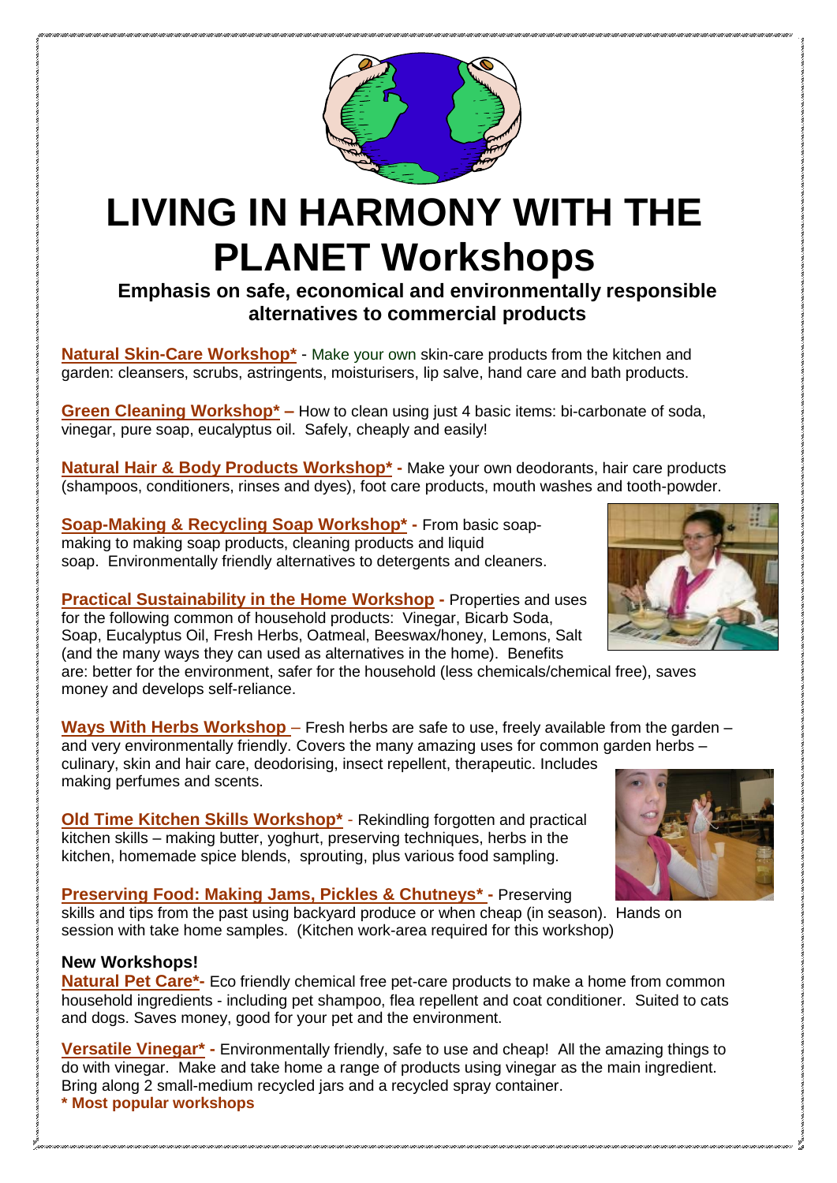# LIVING IN HARMONY WITH THE PLANET Workshops

**Emphasis on safe, economical and environmentally responsible alternatives to commercial products**

**Natural Skin-Care Workshop*** - Make your own skin-care products from the kitchen and garden: cleansers, scrubs, astringents, moisturisers, lip salve, hand care and bath products.

**Green Cleaning Workshop*** – How to clean using just 4 basic items: bi-carbonate of soda, vinegar, pure soap, eucalyptus oil. Safely, cheaply and easily!

**Natural Hair & Body Products Workshop*** - Make your own deodorants, hair care products (shampoos, conditioners, rinses and dyes), foot care products, mouth washes and tooth-powder.

**Soap-Making & Recycling Soap Workshop*** - From basic soap-making to making soap products, cleaning products and liquid soap. Environmentally friendly alternatives to detergents and cleaners.

**Practical Sustainability in the Home Workshop** - Properties and uses for the following common of household products: Vinegar, Bicarb Soda, Soap, Eucalyptus Oil, Fresh Herbs, Oatmeal, Beeswax/honey, Lemons, Salt (and the many ways they can used as alternatives in the home). Benefits are: better for the environment, safer for the household (less chemicals/chemical free), saves money and develops self-reliance.

**Ways With Herbs Workshop** – Fresh herbs are safe to use, freely available from the garden – and very environmentally friendly. Covers the many amazing uses for common garden herbs – culinary, skin and hair care, deodorising, insect repellent, therapeutic. Includes making perfumes and scents.

**Old Time Kitchen Skills Workshop*** - Rekindling forgotten and practical kitchen skills – making butter, yoghurt, preserving techniques, herbs in the kitchen, homemade spice blends, sprouting, plus various food sampling.

**Preserving Food: Making Jams, Pickles & Chutneys*** - Preserving skills and tips from the past using backyard produce or when cheap (in season). Hands on session with take home samples. (Kitchen work-area required for this workshop)

**New Workshops!**

**Natural Pet Care***- Eco friendly chemical free pet-care products to make a home from common household ingredients - including pet shampoo, flea repellent and coat conditioner. Suited to cats and dogs. Saves money, good for your pet and the environment.

**Versatile Vinegar*** - Environmentally friendly, safe to use and cheap! All the amazing things to do with vinegar. Make and take home a range of products using vinegar as the main ingredient. Bring along 2 small-medium recycled jars and a recycled spray container.

**\* Most popular workshops**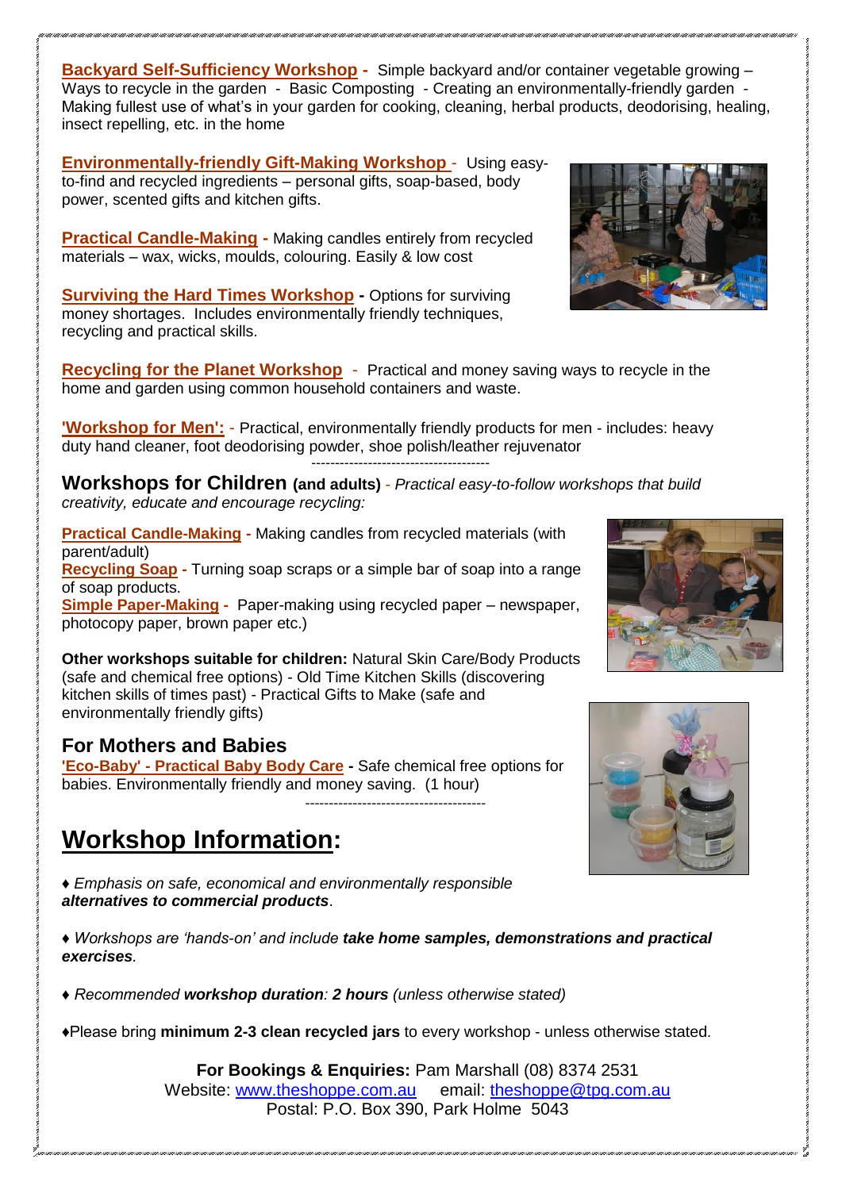**Backyard Self-Sufficiency Workshop** - Simple backyard and/or container vegetable growing – Ways to recycle in the garden - Basic Composting - Creating an environmentally-friendly garden - Making fullest use of what's in your garden for cooking, cleaning, herbal products, deodorising, healing, insect repelling, etc. in the home

**Environmentally-friendly Gift-Making Workshop** - Using easy-to-find and recycled ingredients – personal gifts, soap-based, body power, scented gifts and kitchen gifts.

**Practical Candle-Making** - Making candles entirely from recycled materials – wax, wicks, moulds, colouring. Easily & low cost

**Surviving the Hard Times Workshop** - Options for surviving money shortages. Includes environmentally friendly techniques, recycling and practical skills.

**Recycling for the Planet Workshop** - Practical and money saving ways to recycle in the home and garden using common household containers and waste.

**'Workshop for Men':** - Practical, environmentally friendly products for men - includes: heavy duty hand cleaner, foot deodorising powder, shoe polish/leather rejuvenator

---

## Workshops for Children (and adults) - *Practical easy-to-follow workshops that build creativity, educate and encourage recycling:*

**Practical Candle-Making** - Making candles from recycled materials (with parent/adult)

**Recycling Soap** - Turning soap scraps or a simple bar of soap into a range of soap products.

**Simple Paper-Making** - Paper-making using recycled paper – newspaper, photocopy paper, brown paper etc.)

**Other workshops suitable for children:** Natural Skin Care/Body Products (safe and chemical free options) - Old Time Kitchen Skills (discovering kitchen skills of times past) - Practical Gifts to Make (safe and environmentally friendly gifts)

## For Mothers and Babies

**'Eco-Baby' - Practical Baby Body Care** - Safe chemical free options for babies. Environmentally friendly and money saving. (1 hour)

---

# Workshop Information:

♦ *Emphasis on safe, economical and environmentally responsible* ***alternatives to commercial products***.

♦ *Workshops are 'hands-on' and include* ***take home samples, demonstrations and practical exercises***.

♦ *Recommended* ***workshop duration****:* ***2 hours*** *(unless otherwise stated)*

♦Please bring **minimum 2-3 clean recycled jars** to every workshop - unless otherwise stated.

**For Bookings & Enquiries:** Pam Marshall (08) 8374 2531
Website: www.theshoppe.com.au email: theshoppe@tpg.com.au
Postal: P.O. Box 390, Park Holme 5043